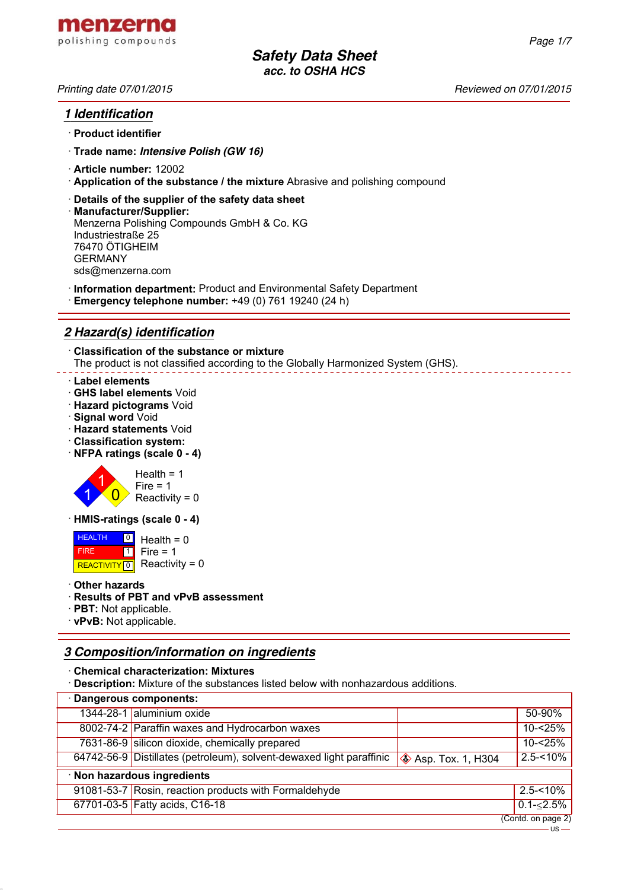**menzerna**
polishing compounds

# Safety Data Sheet
**acc. to OSHA HCS**

*Printing date 07/01/2015* *Reviewed on 07/01/2015*

## 1 Identification

· **Product identifier**

· **Trade name:** ***Intensive Polish (GW 16)***

· **Article number:** 12002

· **Application of the substance / the mixture** Abrasive and polishing compound

· **Details of the supplier of the safety data sheet**

· **Manufacturer/Supplier:**
Menzerna Polishing Compounds GmbH & Co. KG
Industriestraße 25
76470 ÖTIGHEIM
GERMANY
sds@menzerna.com

· **Information department:** Product and Environmental Safety Department

· **Emergency telephone number:** +49 (0) 761 19240 (24 h)

## 2 Hazard(s) identification

· **Classification of the substance or mixture**
The product is not classified according to the Globally Harmonized System (GHS).

· **Label elements**
· **GHS label elements** Void
· **Hazard pictograms** Void
· **Signal word** Void
· **Hazard statements** Void
· **Classification system:**
· **NFPA ratings (scale 0 - 4)**

Health = 1
Fire = 1
Reactivity = 0

· **HMIS-ratings (scale 0 - 4)**

| | | |
|---|---|---|
| HEALTH | 0 | Health = 0 |
| FIRE | 1 | Fire = 1 |
| REACTIVITY | 0 | Reactivity = 0 |

· **Other hazards**
· **Results of PBT and vPvB assessment**
· **PBT:** Not applicable.
· **vPvB:** Not applicable.

## 3 Composition/information on ingredients

· **Chemical characterization: Mixtures**
· **Description:** Mixture of the substances listed below with nonhazardous additions.

| · **Dangerous components:** | | | |
|---|---|---|---|
| 1344-28-1 | aluminium oxide | | 50-90% |
| 8002-74-2 | Paraffin waxes and Hydrocarbon waxes | | 10-<25% |
| 7631-86-9 | silicon dioxide, chemically prepared | | 10-<25% |
| 64742-56-9 | Distillates (petroleum), solvent-dewaxed light paraffinic | Asp. Tox. 1, H304 | 2.5-<10% |

| · **Non hazardous ingredients** | | |
|---|---|---|
| 91081-53-7 | Rosin, reaction products with Formaldehyde | 2.5-<10% |
| 67701-03-5 | Fatty acids, C16-18 | 0.1-≤2.5% |

(Contd. on page 2)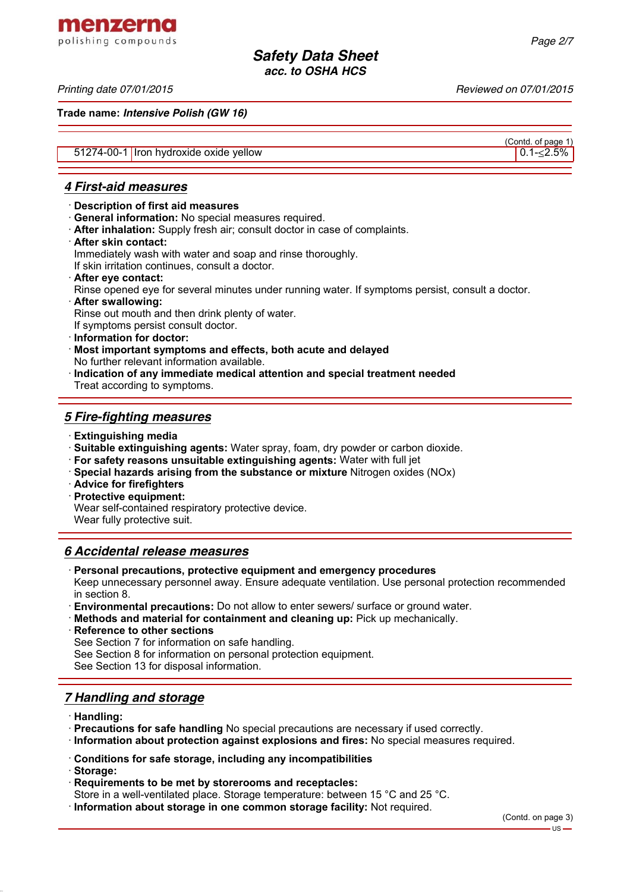(Contd. of page 1)

| | | |
|---|---|---|
| 51274-00-1 | Iron hydroxide oxide yellow | 0.1-≤2.5% |

## 4 First-aid measures

- **Description of first aid measures**
- **General information:** No special measures required.
- **After inhalation:** Supply fresh air; consult doctor in case of complaints.
- **After skin contact:**
  Immediately wash with water and soap and rinse thoroughly.
  If skin irritation continues, consult a doctor.
- **After eye contact:**
  Rinse opened eye for several minutes under running water. If symptoms persist, consult a doctor.
- **After swallowing:**
  Rinse out mouth and then drink plenty of water.
  If symptoms persist consult doctor.
- **Information for doctor:**
- **Most important symptoms and effects, both acute and delayed**
  No further relevant information available.
- **Indication of any immediate medical attention and special treatment needed**
  Treat according to symptoms.

## 5 Fire-fighting measures

- **Extinguishing media**
- **Suitable extinguishing agents:** Water spray, foam, dry powder or carbon dioxide.
- **For safety reasons unsuitable extinguishing agents:** Water with full jet
- **Special hazards arising from the substance or mixture** Nitrogen oxides (NOx)
- **Advice for firefighters**
- **Protective equipment:**
  Wear self-contained respiratory protective device.
  Wear fully protective suit.

## 6 Accidental release measures

- **Personal precautions, protective equipment and emergency procedures**
  Keep unnecessary personnel away. Ensure adequate ventilation. Use personal protection recommended in section 8.
- **Environmental precautions:** Do not allow to enter sewers/ surface or ground water.
- **Methods and material for containment and cleaning up:** Pick up mechanically.
- **Reference to other sections**
  See Section 7 for information on safe handling.
  See Section 8 for information on personal protection equipment.
  See Section 13 for disposal information.

## 7 Handling and storage

- **Handling:**
- **Precautions for safe handling** No special precautions are necessary if used correctly.
- **Information about protection against explosions and fires:** No special measures required.

- **Conditions for safe storage, including any incompatibilities**
- **Storage:**
- **Requirements to be met by storerooms and receptacles:**
  Store in a well-ventilated place. Storage temperature: between 15 °C and 25 °C.
- **Information about storage in one common storage facility:** Not required.

(Contd. on page 3)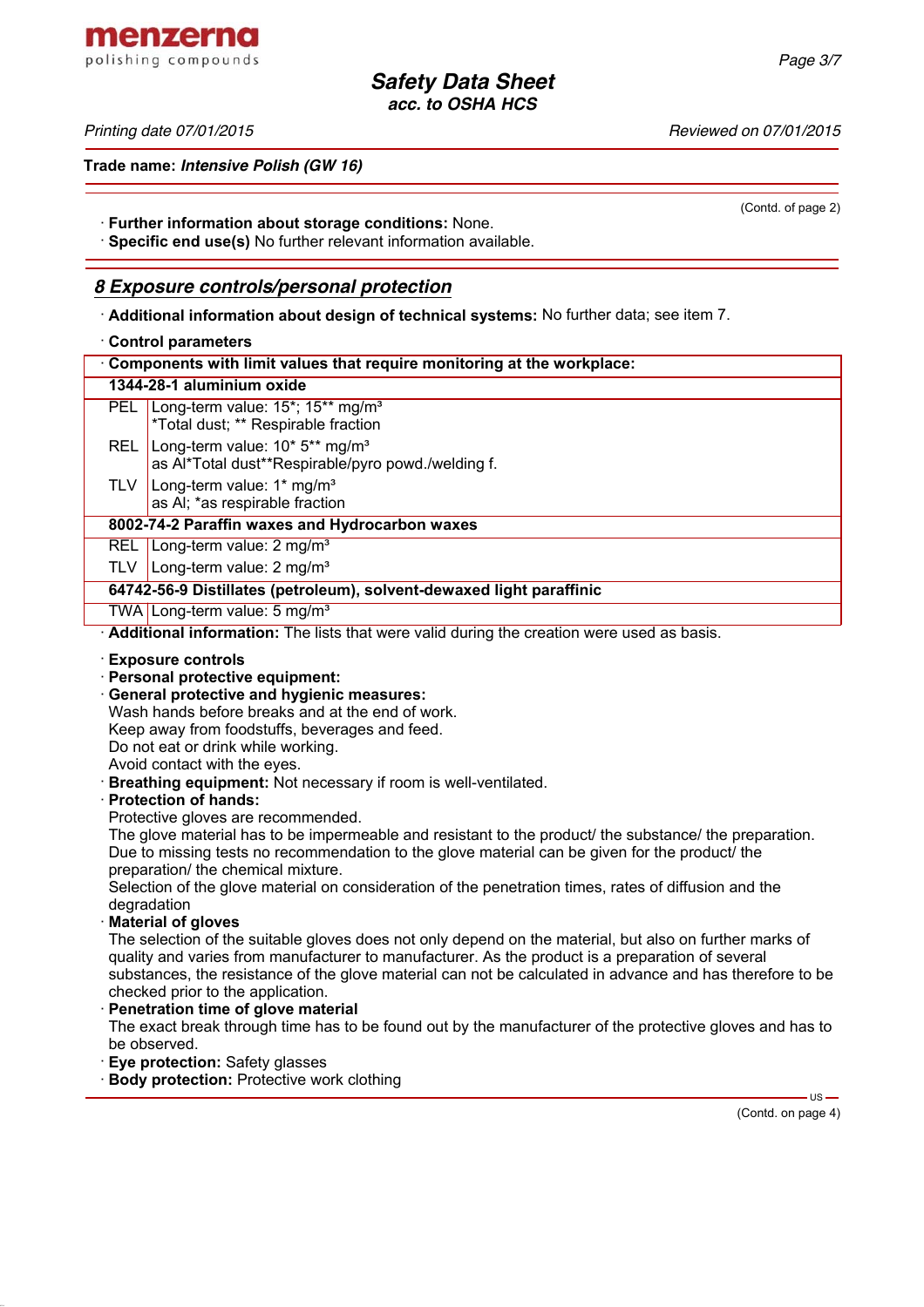Trade name: ***Intensive Polish (GW 16)***

(Contd. of page 2)

· **Further information about storage conditions:** None.
· **Specific end use(s)** No further relevant information available.

## 8 Exposure controls/personal protection

· **Additional information about design of technical systems:** No further data; see item 7.

· **Control parameters**

| · Components with limit values that require monitoring at the workplace: | |
|---|---|
| **1344-28-1 aluminium oxide** | |
| PEL | Long-term value: 15*; 15** mg/m³<br>*Total dust; ** Respirable fraction |
| REL | Long-term value: 10* 5** mg/m³<br>as Al*Total dust**Respirable/pyro powd./welding f. |
| TLV | Long-term value: 1* mg/m³<br>as Al; *as respirable fraction |
| **8002-74-2 Paraffin waxes and Hydrocarbon waxes** | |
| REL | Long-term value: 2 mg/m³ |
| TLV | Long-term value: 2 mg/m³ |
| **64742-56-9 Distillates (petroleum), solvent-dewaxed light paraffinic** | |
| TWA | Long-term value: 5 mg/m³ |

· **Additional information:** The lists that were valid during the creation were used as basis.

· **Exposure controls**
· **Personal protective equipment:**
· **General protective and hygienic measures:**
Wash hands before breaks and at the end of work.
Keep away from foodstuffs, beverages and feed.
Do not eat or drink while working.
Avoid contact with the eyes.
· **Breathing equipment:** Not necessary if room is well-ventilated.
· **Protection of hands:**
Protective gloves are recommended.
The glove material has to be impermeable and resistant to the product/ the substance/ the preparation.
Due to missing tests no recommendation to the glove material can be given for the product/ the preparation/ the chemical mixture.
Selection of the glove material on consideration of the penetration times, rates of diffusion and the degradation
· **Material of gloves**
The selection of the suitable gloves does not only depend on the material, but also on further marks of quality and varies from manufacturer to manufacturer. As the product is a preparation of several substances, the resistance of the glove material can not be calculated in advance and has therefore to be checked prior to the application.
· **Penetration time of glove material**
The exact break through time has to be found out by the manufacturer of the protective gloves and has to be observed.
· **Eye protection:** Safety glasses
· **Body protection:** Protective work clothing

(Contd. on page 4)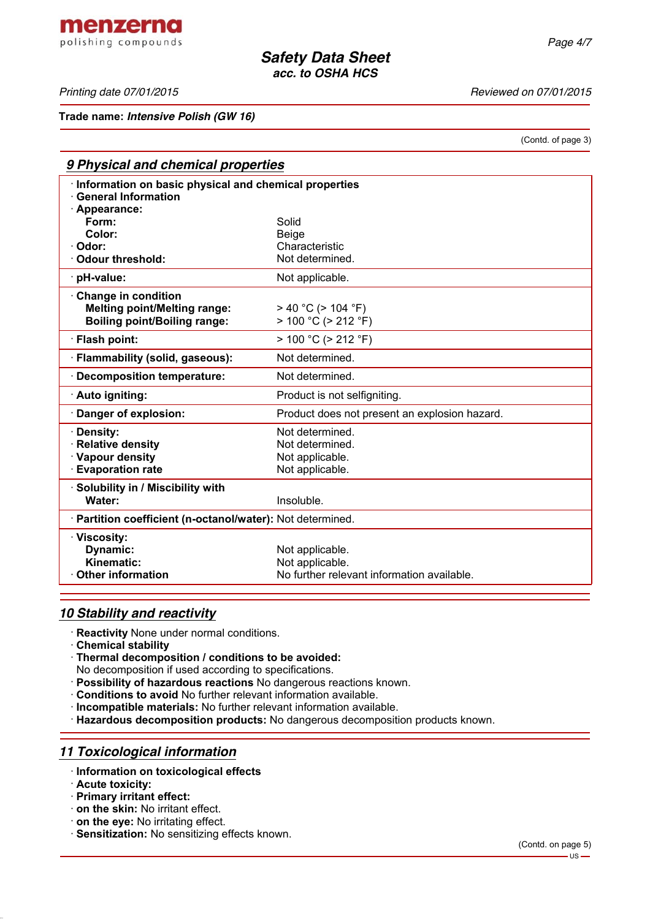Trade name: ***Intensive Polish (GW 16)***

(Contd. of page 3)

## 9 Physical and chemical properties

| | |
|---|---|
| · **Information on basic physical and chemical properties** | |
| · **General Information** | |
| · **Appearance:** | |
| **Form:** | Solid |
| **Color:** | Beige |
| · **Odor:** | Characteristic |
| · **Odour threshold:** | Not determined. |
| · **pH-value:** | Not applicable. |
| · **Change in condition** | |
| **Melting point/Melting range:** | > 40 °C (> 104 °F) |
| **Boiling point/Boiling range:** | > 100 °C (> 212 °F) |
| · **Flash point:** | > 100 °C (> 212 °F) |
| · **Flammability (solid, gaseous):** | Not determined. |
| · **Decomposition temperature:** | Not determined. |
| · **Auto igniting:** | Product is not selfigniting. |
| · **Danger of explosion:** | Product does not present an explosion hazard. |
| · **Density:** | Not determined. |
| · **Relative density** | Not determined. |
| · **Vapour density** | Not applicable. |
| · **Evaporation rate** | Not applicable. |
| · **Solubility in / Miscibility with** | |
| **Water:** | Insoluble. |
| · **Partition coefficient (n-octanol/water):** | Not determined. |
| · **Viscosity:** | |
| **Dynamic:** | Not applicable. |
| **Kinematic:** | Not applicable. |
| · **Other information** | No further relevant information available. |

## 10 Stability and reactivity

- **Reactivity** None under normal conditions.
- **Chemical stability**
- **Thermal decomposition / conditions to be avoided:**
  No decomposition if used according to specifications.
- **Possibility of hazardous reactions** No dangerous reactions known.
- **Conditions to avoid** No further relevant information available.
- **Incompatible materials:** No further relevant information available.
- **Hazardous decomposition products:** No dangerous decomposition products known.

## 11 Toxicological information

- **Information on toxicological effects**
- **Acute toxicity:**
- **Primary irritant effect:**
- **on the skin:** No irritant effect.
- **on the eye:** No irritating effect.
- **Sensitization:** No sensitizing effects known.

(Contd. on page 5)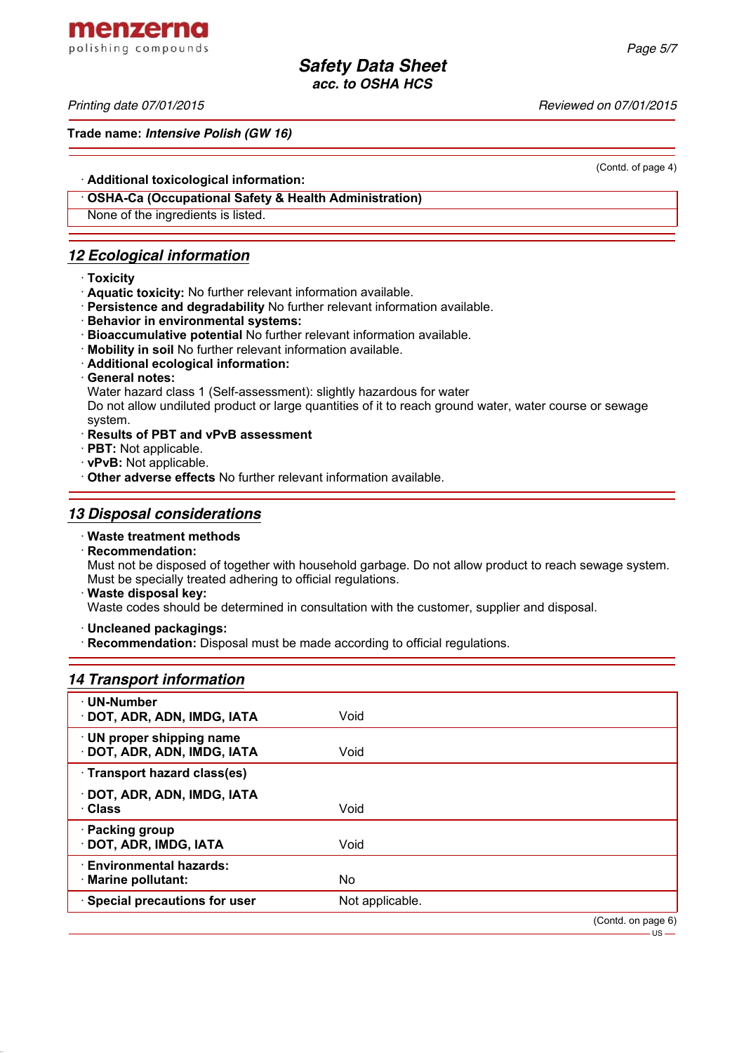(Contd. of page 4)

· **Additional toxicological information:**

· **OSHA-Ca (Occupational Safety & Health Administration)**
None of the ingredients is listed.

## 12 Ecological information

· **Toxicity**
· **Aquatic toxicity:** No further relevant information available.
· **Persistence and degradability** No further relevant information available.
· **Behavior in environmental systems:**
· **Bioaccumulative potential** No further relevant information available.
· **Mobility in soil** No further relevant information available.
· **Additional ecological information:**
· **General notes:**
Water hazard class 1 (Self-assessment): slightly hazardous for water
Do not allow undiluted product or large quantities of it to reach ground water, water course or sewage system.
· **Results of PBT and vPvB assessment**
· **PBT:** Not applicable.
· **vPvB:** Not applicable.
· **Other adverse effects** No further relevant information available.

## 13 Disposal considerations

· **Waste treatment methods**
· **Recommendation:**
Must not be disposed of together with household garbage. Do not allow product to reach sewage system.
Must be specially treated adhering to official regulations.
· **Waste disposal key:**
Waste codes should be determined in consultation with the customer, supplier and disposal.

· **Uncleaned packagings:**
· **Recommendation:** Disposal must be made according to official regulations.

## 14 Transport information

| | |
|---|---|
| · **UN-Number**<br>· **DOT, ADR, ADN, IMDG, IATA** | Void |
| · **UN proper shipping name**<br>· **DOT, ADR, ADN, IMDG, IATA** | Void |
| · **Transport hazard class(es)**<br>· **DOT, ADR, ADN, IMDG, IATA**<br>· **Class** | Void |
| · **Packing group**<br>· **DOT, ADR, IMDG, IATA** | Void |
| · **Environmental hazards:**<br>· **Marine pollutant:** | No |
| · **Special precautions for user** | Not applicable. |

(Contd. on page 6)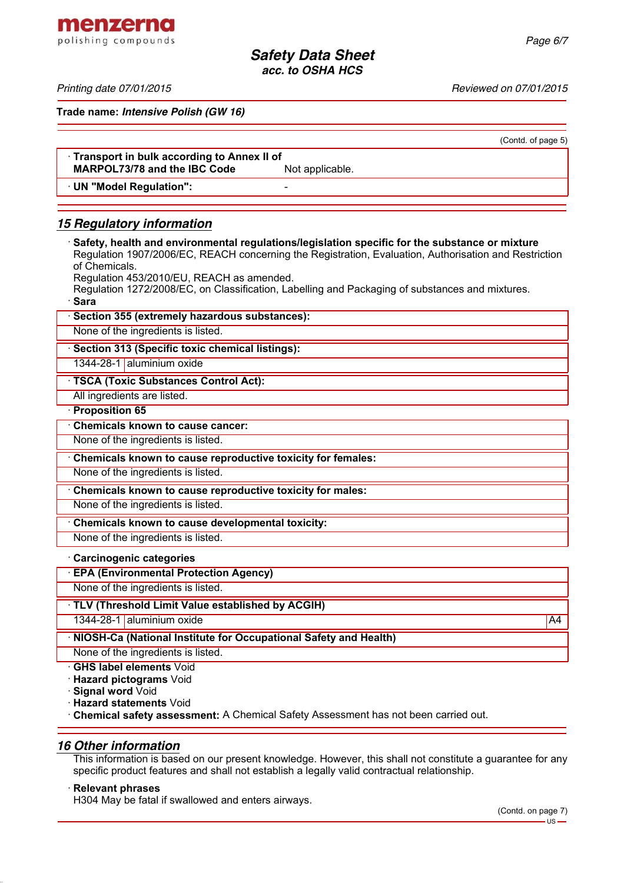Trade name: *Intensive Polish (GW 16)*

(Contd. of page 5)

| | |
|---|---|
| · **Transport in bulk according to Annex II of MARPOL73/78 and the IBC Code** | Not applicable. |
| · **UN "Model Regulation":** | - |

## 15 Regulatory information

· **Safety, health and environmental regulations/legislation specific for the substance or mixture**
Regulation 1907/2006/EC, REACH concerning the Registration, Evaluation, Authorisation and Restriction of Chemicals.
Regulation 453/2010/EU, REACH as amended.
Regulation 1272/2008/EC, on Classification, Labelling and Packaging of substances and mixtures.

· **Sara**

· **Section 355 (extremely hazardous substances):**
None of the ingredients is listed.

· **Section 313 (Specific toxic chemical listings):**

| | |
|---|---|
| 1344-28-1 | aluminium oxide |

· **TSCA (Toxic Substances Control Act):**
All ingredients are listed.

· **Proposition 65**

· **Chemicals known to cause cancer:**
None of the ingredients is listed.

· **Chemicals known to cause reproductive toxicity for females:**
None of the ingredients is listed.

· **Chemicals known to cause reproductive toxicity for males:**
None of the ingredients is listed.

· **Chemicals known to cause developmental toxicity:**
None of the ingredients is listed.

· **Carcinogenic categories**

· **EPA (Environmental Protection Agency)**
None of the ingredients is listed.

· **TLV (Threshold Limit Value established by ACGIH)**

| | | |
|---|---|---|
| 1344-28-1 | aluminium oxide | A4 |

· **NIOSH-Ca (National Institute for Occupational Safety and Health)**
None of the ingredients is listed.

· **GHS label elements** Void
· **Hazard pictograms** Void
· **Signal word** Void
· **Hazard statements** Void
· **Chemical safety assessment:** A Chemical Safety Assessment has not been carried out.

## 16 Other information

This information is based on our present knowledge. However, this shall not constitute a guarantee for any specific product features and shall not establish a legally valid contractual relationship.

· **Relevant phrases**
H304 May be fatal if swallowed and enters airways.

(Contd. on page 7)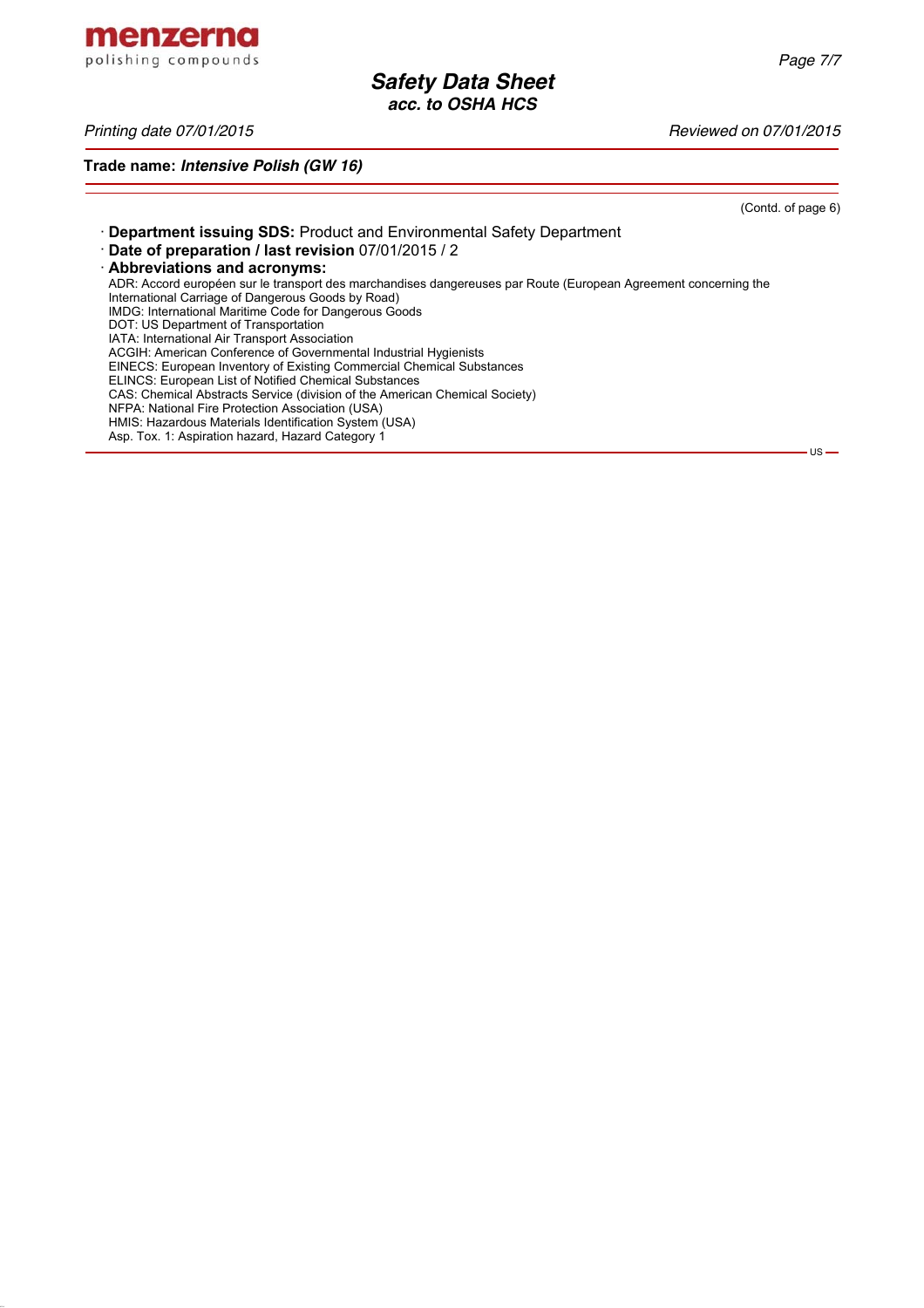(Contd. of page 6)

· **Department issuing SDS:** Product and Environmental Safety Department
· **Date of preparation / last revision** 07/01/2015 / 2
· **Abbreviations and acronyms:**
ADR: Accord européen sur le transport des marchandises dangereuses par Route (European Agreement concerning the International Carriage of Dangerous Goods by Road)
IMDG: International Maritime Code for Dangerous Goods
DOT: US Department of Transportation
IATA: International Air Transport Association
ACGIH: American Conference of Governmental Industrial Hygienists
EINECS: European Inventory of Existing Commercial Chemical Substances
ELINCS: European List of Notified Chemical Substances
CAS: Chemical Abstracts Service (division of the American Chemical Society)
NFPA: National Fire Protection Association (USA)
HMIS: Hazardous Materials Identification System (USA)
Asp. Tox. 1: Aspiration hazard, Hazard Category 1